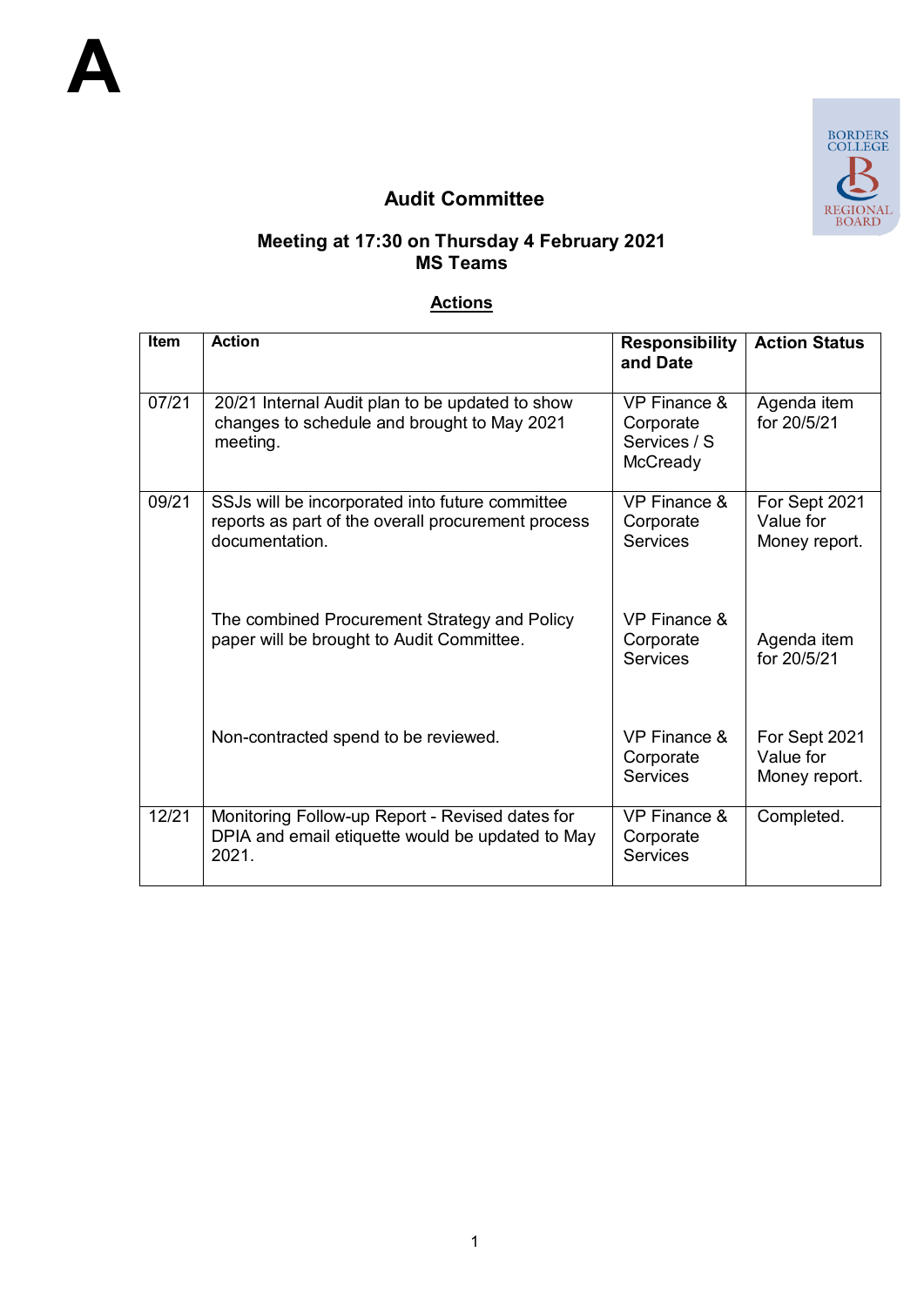A

# Audit Committee

## Meeting at 17:30 on Thursday 4 February 2021
## MS Teams

**Actions**

| Item | Action | Responsibility and Date | Action Status |
|---|---|---|---|
| 07/21 | 20/21 Internal Audit plan to be updated to show changes to schedule and brought to May 2021 meeting. | VP Finance & Corporate Services / S McCready | Agenda item for 20/5/21 |
| 09/21 | SSJs will be incorporated into future committee reports as part of the overall procurement process documentation. | VP Finance & Corporate Services | For Sept 2021 Value for Money report. |
| | The combined Procurement Strategy and Policy paper will be brought to Audit Committee. | VP Finance & Corporate Services | Agenda item for 20/5/21 |
| | Non-contracted spend to be reviewed. | VP Finance & Corporate Services | For Sept 2021 Value for Money report. |
| 12/21 | Monitoring Follow-up Report - Revised dates for DPIA and email etiquette would be updated to May 2021. | VP Finance & Corporate Services | Completed. |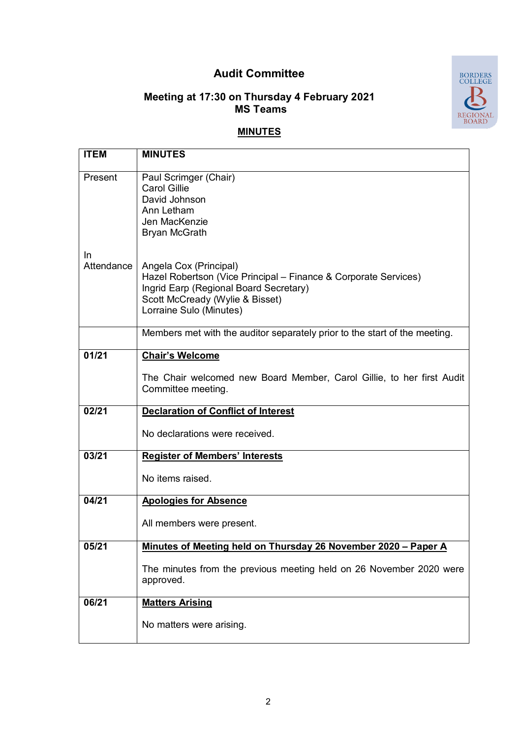# Audit Committee

## Meeting at 17:30 on Thursday 4 February 2021
## MS Teams

**MINUTES**

| ITEM | MINUTES |
|---|---|
| Present | Paul Scrimger (Chair)<br>Carol Gillie<br>David Johnson<br>Ann Letham<br>Jen MacKenzie<br>Bryan McGrath |
| In Attendance | Angela Cox (Principal)<br>Hazel Robertson (Vice Principal – Finance & Corporate Services)<br>Ingrid Earp (Regional Board Secretary)<br>Scott McCready (Wylie & Bisset)<br>Lorraine Sulo (Minutes) |
| | Members met with the auditor separately prior to the start of the meeting. |
| **01/21** | **Chair's Welcome**<br><br>The Chair welcomed new Board Member, Carol Gillie, to her first Audit Committee meeting. |
| **02/21** | **Declaration of Conflict of Interest**<br><br>No declarations were received. |
| **03/21** | **Register of Members' Interests**<br><br>No items raised. |
| **04/21** | **Apologies for Absence**<br><br>All members were present. |
| **05/21** | **Minutes of Meeting held on Thursday 26 November 2020 – Paper A**<br><br>The minutes from the previous meeting held on 26 November 2020 were approved. |
| **06/21** | **Matters Arising**<br><br>No matters were arising. |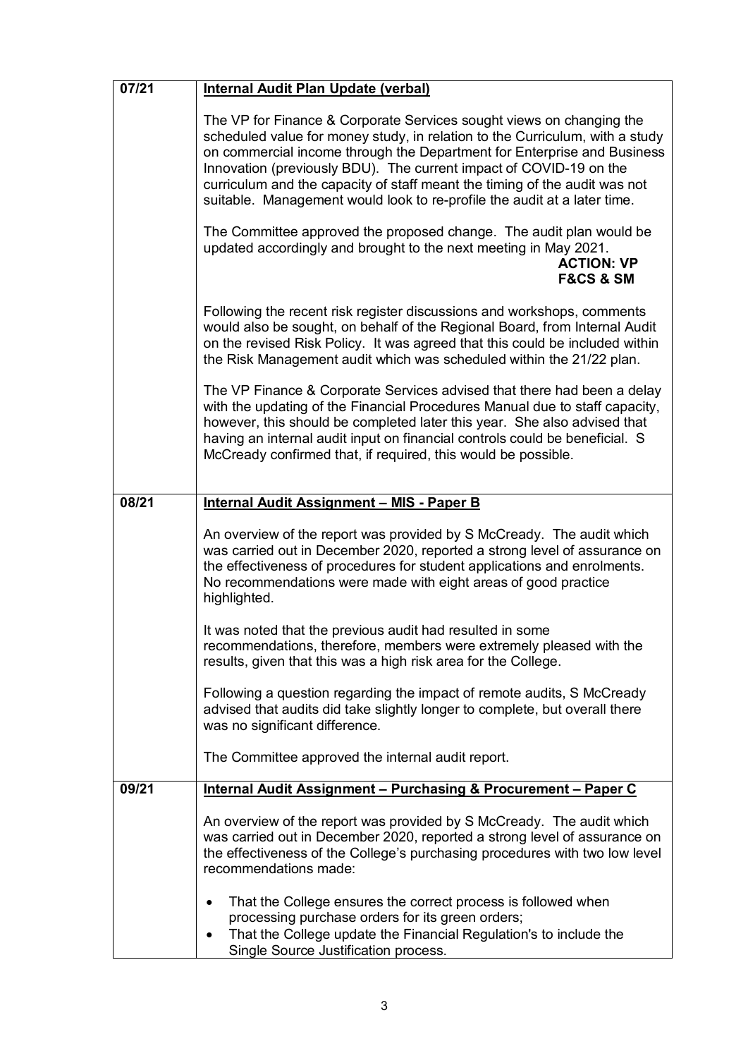| | |
|---|---|
| 07/21 | **Internal Audit Plan Update (verbal)**<br><br>The VP for Finance & Corporate Services sought views on changing the scheduled value for money study, in relation to the Curriculum, with a study on commercial income through the Department for Enterprise and Business Innovation (previously BDU). The current impact of COVID-19 on the curriculum and the capacity of staff meant the timing of the audit was not suitable. Management would look to re-profile the audit at a later time.<br><br>The Committee approved the proposed change. The audit plan would be updated accordingly and brought to the next meeting in May 2021.<br>**ACTION: VP F&CS & SM**<br><br>Following the recent risk register discussions and workshops, comments would also be sought, on behalf of the Regional Board, from Internal Audit on the revised Risk Policy. It was agreed that this could be included within the Risk Management audit which was scheduled within the 21/22 plan.<br><br>The VP Finance & Corporate Services advised that there had been a delay with the updating of the Financial Procedures Manual due to staff capacity, however, this should be completed later this year. She also advised that having an internal audit input on financial controls could be beneficial. S McCready confirmed that, if required, this would be possible. |
| 08/21 | **Internal Audit Assignment – MIS - Paper B**<br><br>An overview of the report was provided by S McCready. The audit which was carried out in December 2020, reported a strong level of assurance on the effectiveness of procedures for student applications and enrolments. No recommendations were made with eight areas of good practice highlighted.<br><br>It was noted that the previous audit had resulted in some recommendations, therefore, members were extremely pleased with the results, given that this was a high risk area for the College.<br><br>Following a question regarding the impact of remote audits, S McCready advised that audits did take slightly longer to complete, but overall there was no significant difference.<br><br>The Committee approved the internal audit report. |
| 09/21 | **Internal Audit Assignment – Purchasing & Procurement – Paper C**<br><br>An overview of the report was provided by S McCready. The audit which was carried out in December 2020, reported a strong level of assurance on the effectiveness of the College's purchasing procedures with two low level recommendations made:<br><br>• That the College ensures the correct process is followed when processing purchase orders for its green orders;<br>• That the College update the Financial Regulation's to include the Single Source Justification process. |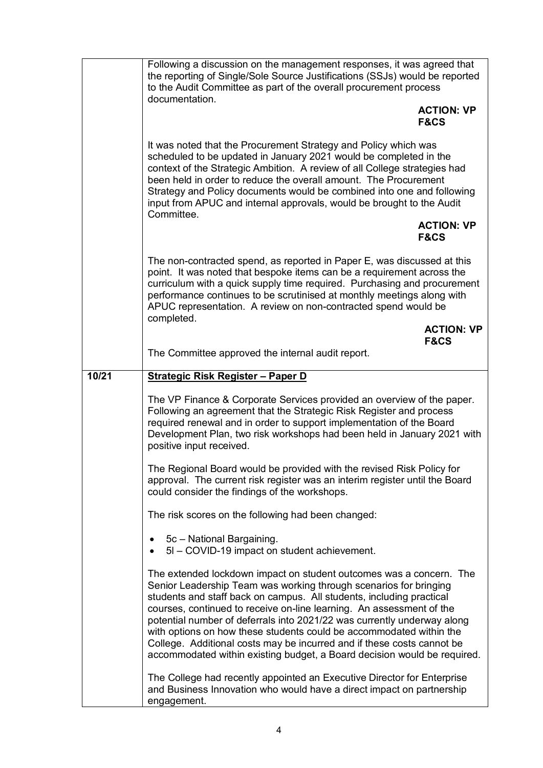|  |  |
|---|---|
|  | Following a discussion on the management responses, it was agreed that the reporting of Single/Sole Source Justifications (SSJs) would be reported to the Audit Committee as part of the overall procurement process documentation.<br><br>**ACTION: VP F&CS**<br><br>It was noted that the Procurement Strategy and Policy which was scheduled to be updated in January 2021 would be completed in the context of the Strategic Ambition. A review of all College strategies had been held in order to reduce the overall amount. The Procurement Strategy and Policy documents would be combined into one and following input from APUC and internal approvals, would be brought to the Audit Committee.<br><br>**ACTION: VP F&CS**<br><br>The non-contracted spend, as reported in Paper E, was discussed at this point. It was noted that bespoke items can be a requirement across the curriculum with a quick supply time required. Purchasing and procurement performance continues to be scrutinised at monthly meetings along with APUC representation. A review on non-contracted spend would be completed.<br><br>**ACTION: VP F&CS**<br><br>The Committee approved the internal audit report. |
| **10/21** | **<u>Strategic Risk Register – Paper D</u>**<br><br>The VP Finance & Corporate Services provided an overview of the paper. Following an agreement that the Strategic Risk Register and process required renewal and in order to support implementation of the Board Development Plan, two risk workshops had been held in January 2021 with positive input received.<br><br>The Regional Board would be provided with the revised Risk Policy for approval. The current risk register was an interim register until the Board could consider the findings of the workshops.<br><br>The risk scores on the following had been changed:<br><br>• 5c – National Bargaining.<br>• 5l – COVID-19 impact on student achievement.<br><br>The extended lockdown impact on student outcomes was a concern. The Senior Leadership Team was working through scenarios for bringing students and staff back on campus. All students, including practical courses, continued to receive on-line learning. An assessment of the potential number of deferrals into 2021/22 was currently underway along with options on how these students could be accommodated within the College. Additional costs may be incurred and if these costs cannot be accommodated within existing budget, a Board decision would be required.<br><br>The College had recently appointed an Executive Director for Enterprise and Business Innovation who would have a direct impact on partnership engagement. |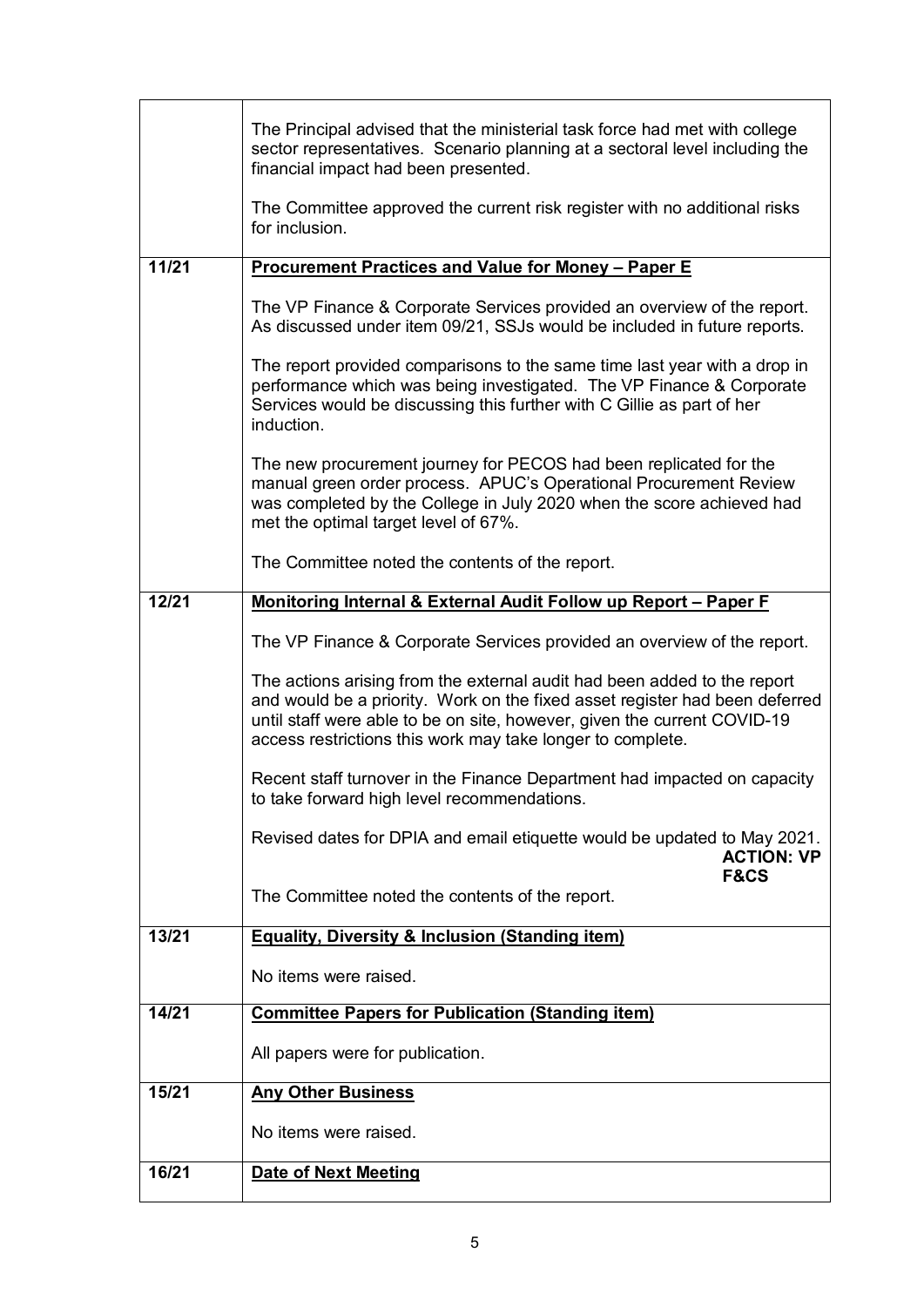| | |
|---|---|
| | The Principal advised that the ministerial task force had met with college sector representatives. Scenario planning at a sectoral level including the financial impact had been presented.<br><br>The Committee approved the current risk register with no additional risks for inclusion. |
| **11/21** | **Procurement Practices and Value for Money – Paper E**<br><br>The VP Finance & Corporate Services provided an overview of the report. As discussed under item 09/21, SSJs would be included in future reports.<br><br>The report provided comparisons to the same time last year with a drop in performance which was being investigated. The VP Finance & Corporate Services would be discussing this further with C Gillie as part of her induction.<br><br>The new procurement journey for PECOS had been replicated for the manual green order process. APUC's Operational Procurement Review was completed by the College in July 2020 when the score achieved had met the optimal target level of 67%.<br><br>The Committee noted the contents of the report. |
| **12/21** | **Monitoring Internal & External Audit Follow up Report – Paper F**<br><br>The VP Finance & Corporate Services provided an overview of the report.<br><br>The actions arising from the external audit had been added to the report and would be a priority. Work on the fixed asset register had been deferred until staff were able to be on site, however, given the current COVID-19 access restrictions this work may take longer to complete.<br><br>Recent staff turnover in the Finance Department had impacted on capacity to take forward high level recommendations.<br><br>Revised dates for DPIA and email etiquette would be updated to May 2021. **ACTION: VP F&CS**<br><br>The Committee noted the contents of the report. |
| **13/21** | **Equality, Diversity & Inclusion (Standing item)**<br><br>No items were raised. |
| **14/21** | **Committee Papers for Publication (Standing item)**<br><br>All papers were for publication. |
| **15/21** | **Any Other Business**<br><br>No items were raised. |
| **16/21** | **Date of Next Meeting** |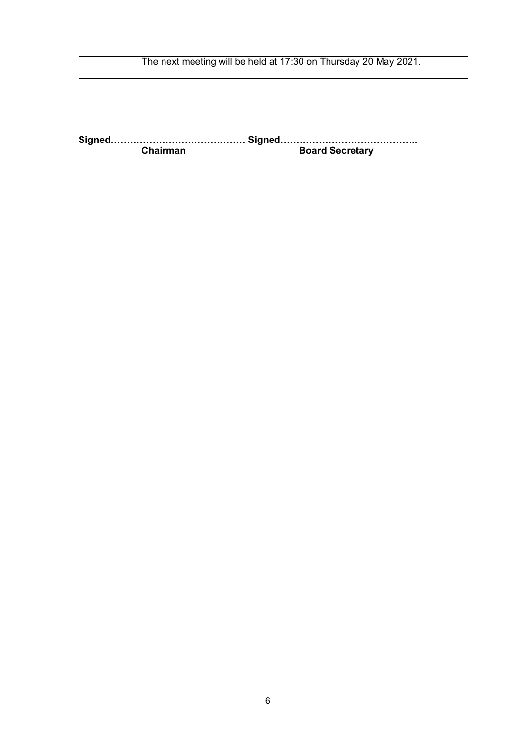| | |
|---|---|
| | The next meeting will be held at 17:30 on Thursday 20 May 2021. |

**Signed…………………………………… Signed…………………………………….**
**Chairman Board Secretary**